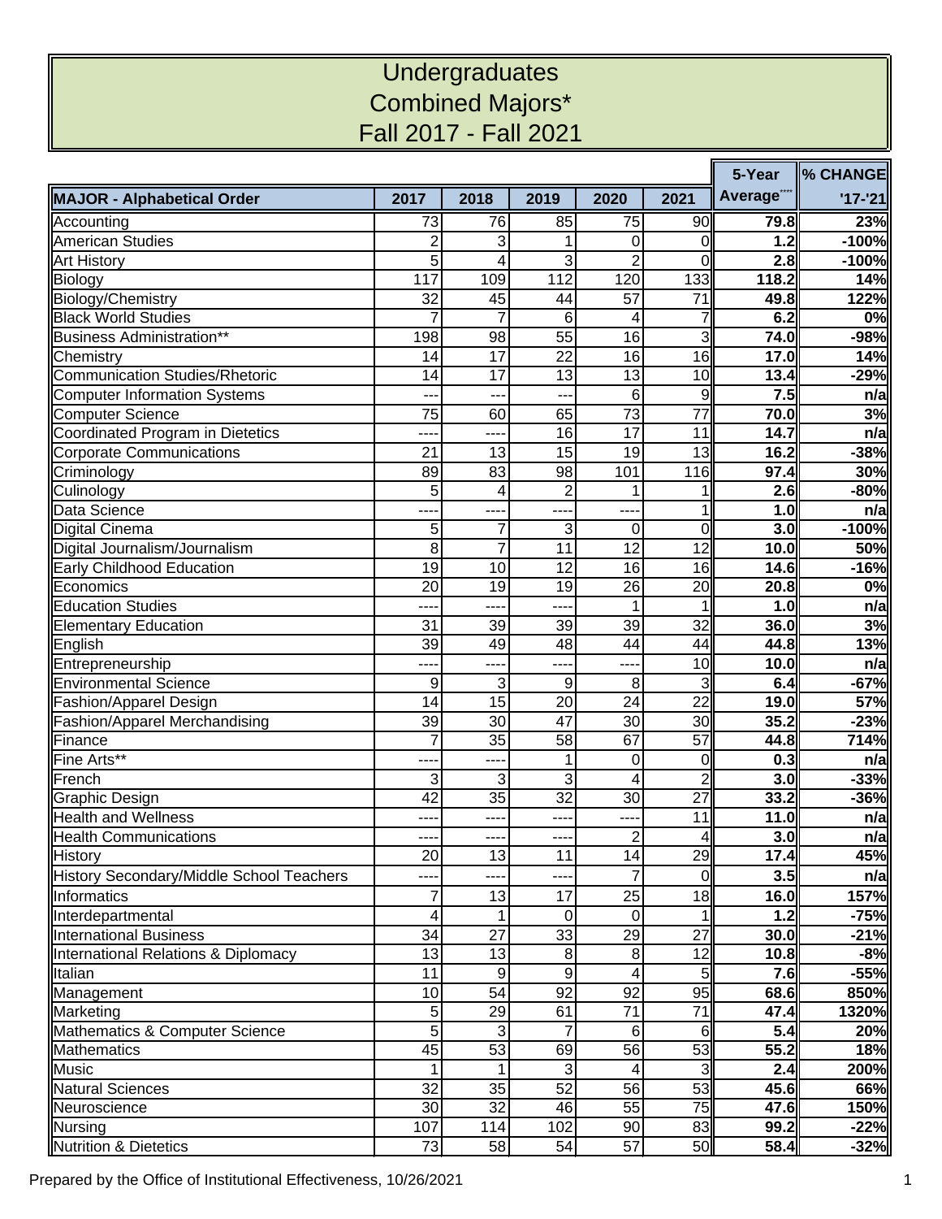# Undergraduates
# Combined Majors*
# Fall 2017 - Fall 2021

| MAJOR - Alphabetical Order | 2017 | 2018 | 2019 | 2020 | 2021 | 5-Year Average**** | % CHANGE '17-'21 |
|---|---|---|---|---|---|---|---|
| Accounting | 73 | 76 | 85 | 75 | 90 | **79.8** | **23%** |
| American Studies | 2 | 3 | 1 | 0 | 0 | **1.2** | **-100%** |
| Art History | 5 | 4 | 3 | 2 | 0 | **2.8** | **-100%** |
| Biology | 117 | 109 | 112 | 120 | 133 | **118.2** | **14%** |
| Biology/Chemistry | 32 | 45 | 44 | 57 | 71 | **49.8** | **122%** |
| Black World Studies | 7 | 7 | 6 | 4 | 7 | **6.2** | **0%** |
| Business Administration** | 198 | 98 | 55 | 16 | 3 | **74.0** | **-98%** |
| Chemistry | 14 | 17 | 22 | 16 | 16 | **17.0** | **14%** |
| Communication Studies/Rhetoric | 14 | 17 | 13 | 13 | 10 | **13.4** | **-29%** |
| Computer Information Systems | --- | --- | --- | 6 | 9 | **7.5** | **n/a** |
| Computer Science | 75 | 60 | 65 | 73 | 77 | **70.0** | **3%** |
| Coordinated Program in Dietetics | ---- | ---- | 16 | 17 | 11 | **14.7** | **n/a** |
| Corporate Communications | 21 | 13 | 15 | 19 | 13 | **16.2** | **-38%** |
| Criminology | 89 | 83 | 98 | 101 | 116 | **97.4** | **30%** |
| Culinology | 5 | 4 | 2 | 1 | 1 | **2.6** | **-80%** |
| Data Science | ---- | ---- | ---- | ---- | 1 | **1.0** | **n/a** |
| Digital Cinema | 5 | 7 | 3 | 0 | 0 | **3.0** | **-100%** |
| Digital Journalism/Journalism | 8 | 7 | 11 | 12 | 12 | **10.0** | **50%** |
| Early Childhood Education | 19 | 10 | 12 | 16 | 16 | **14.6** | **-16%** |
| Economics | 20 | 19 | 19 | 26 | 20 | **20.8** | **0%** |
| Education Studies | ---- | ---- | ---- | 1 | 1 | **1.0** | **n/a** |
| Elementary Education | 31 | 39 | 39 | 39 | 32 | **36.0** | **3%** |
| English | 39 | 49 | 48 | 44 | 44 | **44.8** | **13%** |
| Entrepreneurship | ---- | ---- | ---- | ---- | 10 | **10.0** | **n/a** |
| Environmental Science | 9 | 3 | 9 | 8 | 3 | **6.4** | **-67%** |
| Fashion/Apparel Design | 14 | 15 | 20 | 24 | 22 | **19.0** | **57%** |
| Fashion/Apparel Merchandising | 39 | 30 | 47 | 30 | 30 | **35.2** | **-23%** |
| Finance | 7 | 35 | 58 | 67 | 57 | **44.8** | **714%** |
| Fine Arts** | ---- | ---- | 1 | 0 | 0 | **0.3** | **n/a** |
| French | 3 | 3 | 3 | 4 | 2 | **3.0** | **-33%** |
| Graphic Design | 42 | 35 | 32 | 30 | 27 | **33.2** | **-36%** |
| Health and Wellness | ---- | ---- | ---- | ---- | 11 | **11.0** | **n/a** |
| Health Communications | ---- | ---- | ---- | 2 | 4 | **3.0** | **n/a** |
| History | 20 | 13 | 11 | 14 | 29 | **17.4** | **45%** |
| History Secondary/Middle School Teachers | ---- | ---- | ---- | 7 | 0 | **3.5** | **n/a** |
| Informatics | 7 | 13 | 17 | 25 | 18 | **16.0** | **157%** |
| Interdepartmental | 4 | 1 | 0 | 0 | 1 | **1.2** | **-75%** |
| International Business | 34 | 27 | 33 | 29 | 27 | **30.0** | **-21%** |
| International Relations & Diplomacy | 13 | 13 | 8 | 8 | 12 | **10.8** | **-8%** |
| Italian | 11 | 9 | 9 | 4 | 5 | **7.6** | **-55%** |
| Management | 10 | 54 | 92 | 92 | 95 | **68.6** | **850%** |
| Marketing | 5 | 29 | 61 | 71 | 71 | **47.4** | **1320%** |
| Mathematics & Computer Science | 5 | 3 | 7 | 6 | 6 | **5.4** | **20%** |
| Mathematics | 45 | 53 | 69 | 56 | 53 | **55.2** | **18%** |
| Music | 1 | 1 | 3 | 4 | 3 | **2.4** | **200%** |
| Natural Sciences | 32 | 35 | 52 | 56 | 53 | **45.6** | **66%** |
| Neuroscience | 30 | 32 | 46 | 55 | 75 | **47.6** | **150%** |
| Nursing | 107 | 114 | 102 | 90 | 83 | **99.2** | **-22%** |
| Nutrition & Dietetics | 73 | 58 | 54 | 57 | 50 | **58.4** | **-32%** |

Prepared by the Office of Institutional Effectiveness, 10/26/2021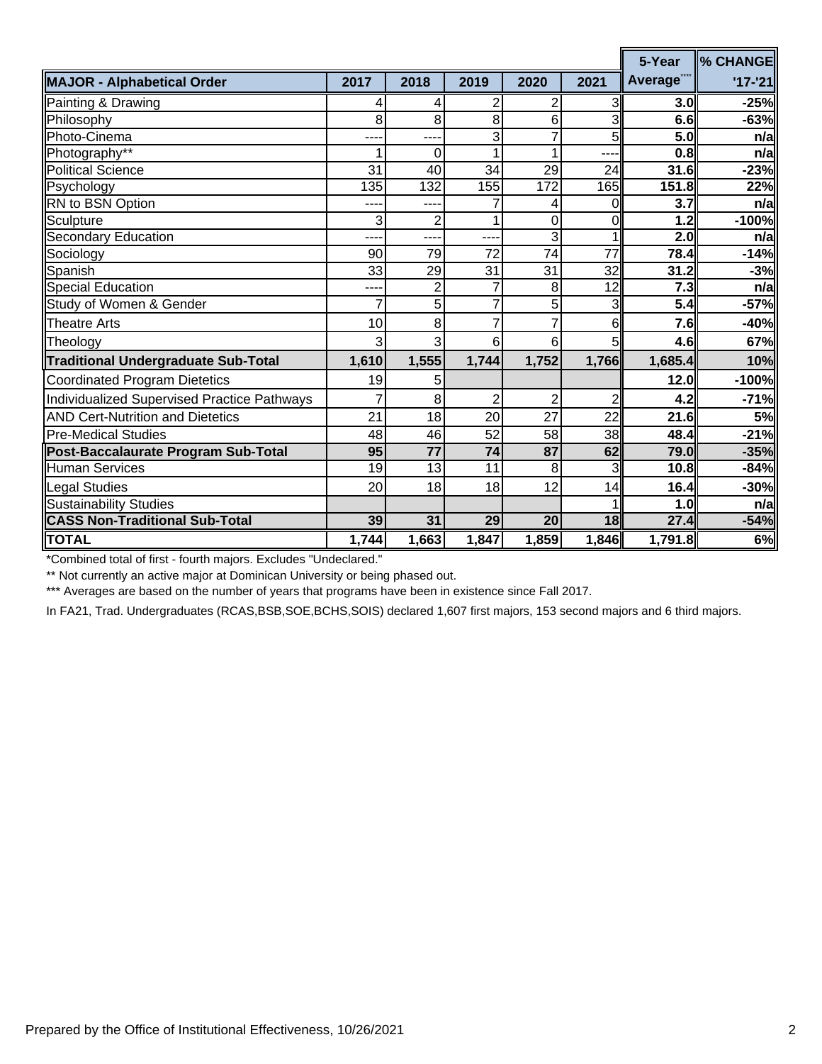| MAJOR - Alphabetical Order | 2017 | 2018 | 2019 | 2020 | 2021 | 5-Year Average*** | % CHANGE '17-'21 |
|---|---|---|---|---|---|---|---|
| Painting & Drawing | 4 | 4 | 2 | 2 | 3 | **3.0** | **-25%** |
| Philosophy | 8 | 8 | 8 | 6 | 3 | **6.6** | **-63%** |
| Photo-Cinema | ---- | ---- | 3 | 7 | 5 | **5.0** | **n/a** |
| Photography** | 1 | 0 | 1 | 1 | ---- | **0.8** | **n/a** |
| Political Science | 31 | 40 | 34 | 29 | 24 | **31.6** | **-23%** |
| Psychology | 135 | 132 | 155 | 172 | 165 | **151.8** | **22%** |
| RN to BSN Option | ---- | ---- | 7 | 4 | 0 | **3.7** | **n/a** |
| Sculpture | 3 | 2 | 1 | 0 | 0 | **1.2** | **-100%** |
| Secondary Education | ---- | ---- | ---- | 3 | 1 | **2.0** | **n/a** |
| Sociology | 90 | 79 | 72 | 74 | 77 | **78.4** | **-14%** |
| Spanish | 33 | 29 | 31 | 31 | 32 | **31.2** | **-3%** |
| Special Education | ---- | 2 | 7 | 8 | 12 | **7.3** | **n/a** |
| Study of Women & Gender | 7 | 5 | 7 | 5 | 3 | **5.4** | **-57%** |
| Theatre Arts | 10 | 8 | 7 | 7 | 6 | **7.6** | **-40%** |
| Theology | 3 | 3 | 6 | 6 | 5 | **4.6** | **67%** |
| **Traditional Undergraduate Sub-Total** | **1,610** | **1,555** | **1,744** | **1,752** | **1,766** | **1,685.4** | **10%** |
| Coordinated Program Dietetics | 19 | 5 | | | | **12.0** | **-100%** |
| Individualized Supervised Practice Pathways | 7 | 8 | 2 | 2 | 2 | **4.2** | **-71%** |
| AND Cert-Nutrition and Dietetics | 21 | 18 | 20 | 27 | 22 | **21.6** | **5%** |
| Pre-Medical Studies | 48 | 46 | 52 | 58 | 38 | **48.4** | **-21%** |
| **Post-Baccalaurate Program Sub-Total** | **95** | **77** | **74** | **87** | **62** | **79.0** | **-35%** |
| Human Services | 19 | 13 | 11 | 8 | 3 | **10.8** | **-84%** |
| Legal Studies | 20 | 18 | 18 | 12 | 14 | **16.4** | **-30%** |
| Sustainability Studies | | | | | 1 | **1.0** | **n/a** |
| **CASS Non-Traditional Sub-Total** | **39** | **31** | **29** | **20** | **18** | **27.4** | **-54%** |
| **TOTAL** | **1,744** | **1,663** | **1,847** | **1,859** | **1,846** | **1,791.8** | **6%** |

*Combined total of first - fourth majors. Excludes "Undeclared."

** Not currently an active major at Dominican University or being phased out.

*** Averages are based on the number of years that programs have been in existence since Fall 2017.

In FA21, Trad. Undergraduates (RCAS,BSB,SOE,BCHS,SOIS) declared 1,607 first majors, 153 second majors and 6 third majors.

Prepared by the Office of Institutional Effectiveness, 10/26/2021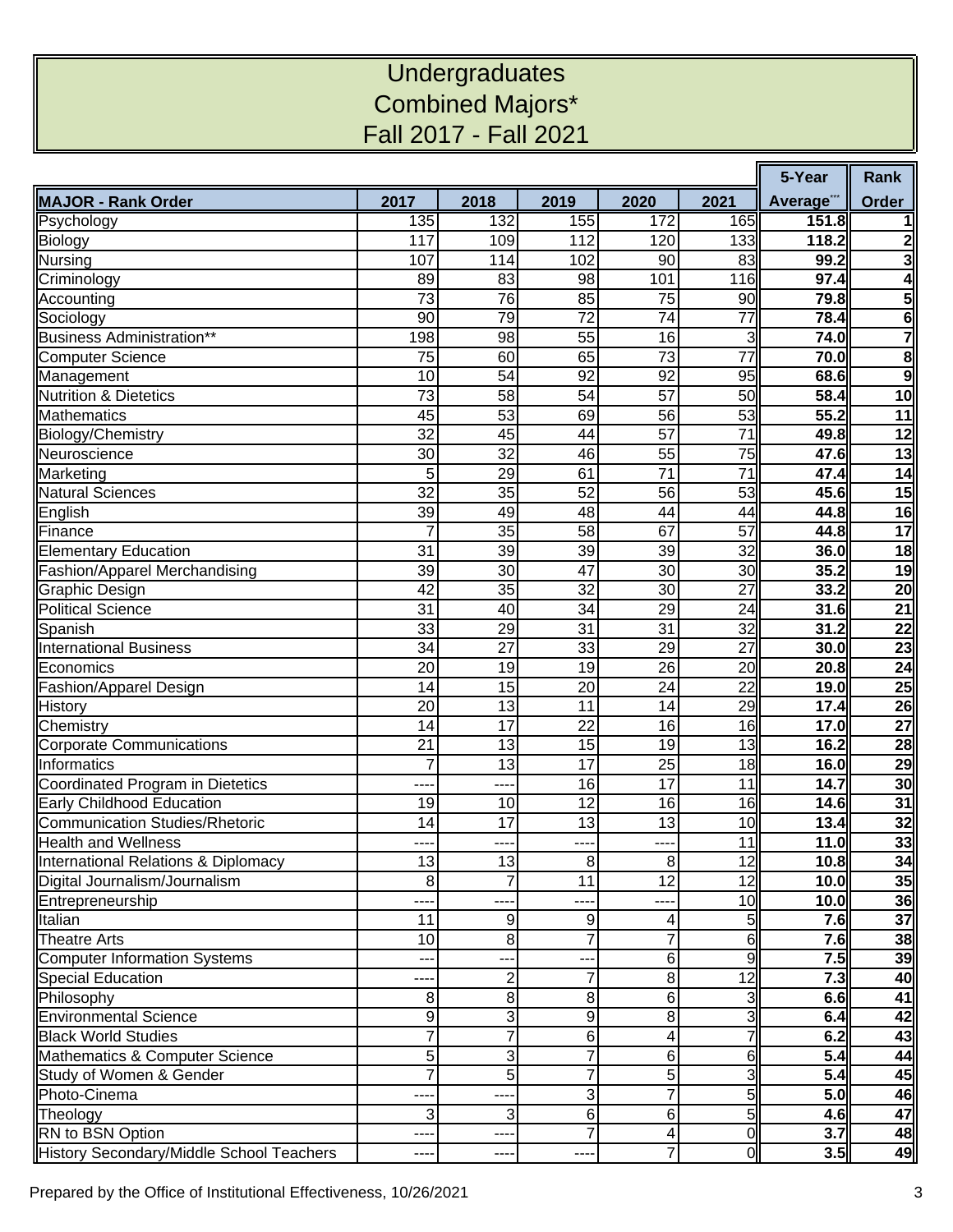# Undergraduates
## Combined Majors*
## Fall 2017 - Fall 2021

| MAJOR - Rank Order | 2017 | 2018 | 2019 | 2020 | 2021 | 5-Year Average*** | Rank Order |
|---|---|---|---|---|---|---|---|
| Psychology | 135 | 132 | 155 | 172 | 165 | **151.8** | **1** |
| Biology | 117 | 109 | 112 | 120 | 133 | **118.2** | **2** |
| Nursing | 107 | 114 | 102 | 90 | 83 | **99.2** | **3** |
| Criminology | 89 | 83 | 98 | 101 | 116 | **97.4** | **4** |
| Accounting | 73 | 76 | 85 | 75 | 90 | **79.8** | **5** |
| Sociology | 90 | 79 | 72 | 74 | 77 | **78.4** | **6** |
| Business Administration** | 198 | 98 | 55 | 16 | 3 | **74.0** | **7** |
| Computer Science | 75 | 60 | 65 | 73 | 77 | **70.0** | **8** |
| Management | 10 | 54 | 92 | 92 | 95 | **68.6** | **9** |
| Nutrition & Dietetics | 73 | 58 | 54 | 57 | 50 | **58.4** | **10** |
| Mathematics | 45 | 53 | 69 | 56 | 53 | **55.2** | **11** |
| Biology/Chemistry | 32 | 45 | 44 | 57 | 71 | **49.8** | **12** |
| Neuroscience | 30 | 32 | 46 | 55 | 75 | **47.6** | **13** |
| Marketing | 5 | 29 | 61 | 71 | 71 | **47.4** | **14** |
| Natural Sciences | 32 | 35 | 52 | 56 | 53 | **45.6** | **15** |
| English | 39 | 49 | 48 | 44 | 44 | **44.8** | **16** |
| Finance | 7 | 35 | 58 | 67 | 57 | **44.8** | **17** |
| Elementary Education | 31 | 39 | 39 | 39 | 32 | **36.0** | **18** |
| Fashion/Apparel Merchandising | 39 | 30 | 47 | 30 | 30 | **35.2** | **19** |
| Graphic Design | 42 | 35 | 32 | 30 | 27 | **33.2** | **20** |
| Political Science | 31 | 40 | 34 | 29 | 24 | **31.6** | **21** |
| Spanish | 33 | 29 | 31 | 31 | 32 | **31.2** | **22** |
| International Business | 34 | 27 | 33 | 29 | 27 | **30.0** | **23** |
| Economics | 20 | 19 | 19 | 26 | 20 | **20.8** | **24** |
| Fashion/Apparel Design | 14 | 15 | 20 | 24 | 22 | **19.0** | **25** |
| History | 20 | 13 | 11 | 14 | 29 | **17.4** | **26** |
| Chemistry | 14 | 17 | 22 | 16 | 16 | **17.0** | **27** |
| Corporate Communications | 21 | 13 | 15 | 19 | 13 | **16.2** | **28** |
| Informatics | 7 | 13 | 17 | 25 | 18 | **16.0** | **29** |
| Coordinated Program in Dietetics | ---- | ---- | 16 | 17 | 11 | **14.7** | **30** |
| Early Childhood Education | 19 | 10 | 12 | 16 | 16 | **14.6** | **31** |
| Communication Studies/Rhetoric | 14 | 17 | 13 | 13 | 10 | **13.4** | **32** |
| Health and Wellness | ---- | ---- | ---- | ---- | 11 | **11.0** | **33** |
| International Relations & Diplomacy | 13 | 13 | 8 | 8 | 12 | **10.8** | **34** |
| Digital Journalism/Journalism | 8 | 7 | 11 | 12 | 12 | **10.0** | **35** |
| Entrepreneurship | ---- | ---- | ---- | ---- | 10 | **10.0** | **36** |
| Italian | 11 | 9 | 9 | 4 | 5 | **7.6** | **37** |
| Theatre Arts | 10 | 8 | 7 | 7 | 6 | **7.6** | **38** |
| Computer Information Systems | --- | --- | --- | 6 | 9 | **7.5** | **39** |
| Special Education | ---- | 2 | 7 | 8 | 12 | **7.3** | **40** |
| Philosophy | 8 | 8 | 8 | 6 | 3 | **6.6** | **41** |
| Environmental Science | 9 | 3 | 9 | 8 | 3 | **6.4** | **42** |
| Black World Studies | 7 | 7 | 6 | 4 | 7 | **6.2** | **43** |
| Mathematics & Computer Science | 5 | 3 | 7 | 6 | 6 | **5.4** | **44** |
| Study of Women & Gender | 7 | 5 | 7 | 5 | 3 | **5.4** | **45** |
| Photo-Cinema | ---- | ---- | 3 | 7 | 5 | **5.0** | **46** |
| Theology | 3 | 3 | 6 | 6 | 5 | **4.6** | **47** |
| RN to BSN Option | ---- | ---- | 7 | 4 | 0 | **3.7** | **48** |
| History Secondary/Middle School Teachers | ---- | ---- | ---- | 7 | 0 | **3.5** | **49** |

Prepared by the Office of Institutional Effectiveness, 10/26/2021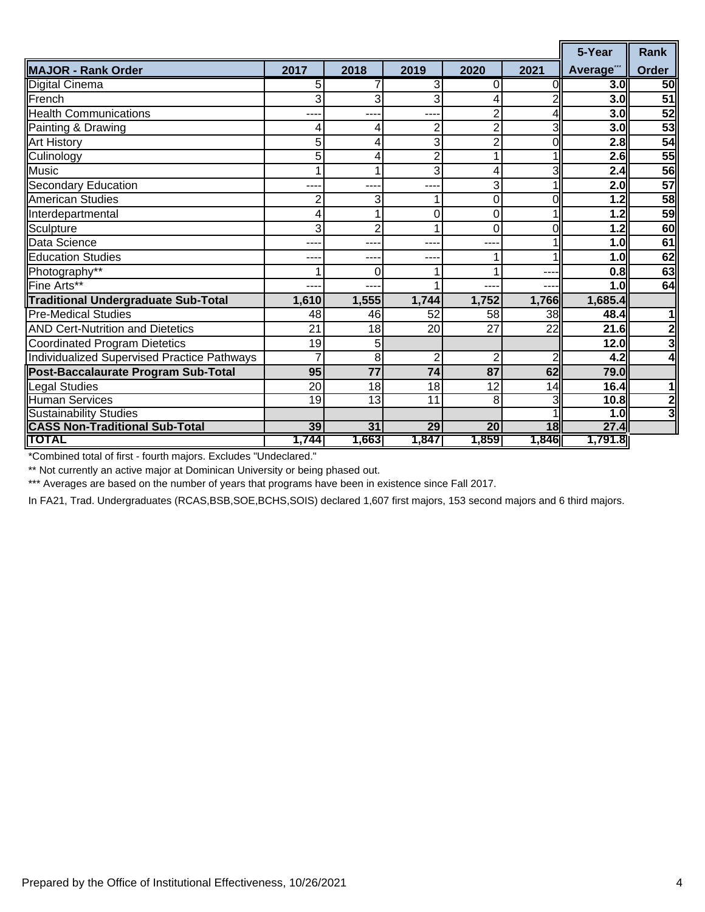| MAJOR - Rank Order | 2017 | 2018 | 2019 | 2020 | 2021 | 5-Year Average*** | Rank Order |
|---|---|---|---|---|---|---|---|
| Digital Cinema | 5 | 7 | 3 | 0 | 0 | **3.0** | **50** |
| French | 3 | 3 | 3 | 4 | 2 | **3.0** | **51** |
| Health Communications | ---- | ---- | ---- | 2 | 4 | **3.0** | **52** |
| Painting & Drawing | 4 | 4 | 2 | 2 | 3 | **3.0** | **53** |
| Art History | 5 | 4 | 3 | 2 | 0 | **2.8** | **54** |
| Culinology | 5 | 4 | 2 | 1 | 1 | **2.6** | **55** |
| Music | 1 | 1 | 3 | 4 | 3 | **2.4** | **56** |
| Secondary Education | ---- | ---- | ---- | 3 | 1 | **2.0** | **57** |
| American Studies | 2 | 3 | 1 | 0 | 0 | **1.2** | **58** |
| Interdepartmental | 4 | 1 | 0 | 0 | 1 | **1.2** | **59** |
| Sculpture | 3 | 2 | 1 | 0 | 0 | **1.2** | **60** |
| Data Science | ---- | ---- | ---- | ---- | 1 | **1.0** | **61** |
| Education Studies | ---- | ---- | ---- | 1 | 1 | **1.0** | **62** |
| Photography** | 1 | 0 | 1 | 1 | ---- | **0.8** | **63** |
| Fine Arts** | ---- | ---- | 1 | ---- | ---- | **1.0** | **64** |
| **Traditional Undergraduate Sub-Total** | **1,610** | **1,555** | **1,744** | **1,752** | **1,766** | **1,685.4** | |
| Pre-Medical Studies | 48 | 46 | 52 | 58 | 38 | **48.4** | **1** |
| AND Cert-Nutrition and Dietetics | 21 | 18 | 20 | 27 | 22 | **21.6** | **2** |
| Coordinated Program Dietetics | 19 | 5 | | | | **12.0** | **3** |
| Individualized Supervised Practice Pathways | 7 | 8 | 2 | 2 | 2 | **4.2** | **4** |
| **Post-Baccalaurate Program Sub-Total** | **95** | **77** | **74** | **87** | **62** | **79.0** | |
| Legal Studies | 20 | 18 | 18 | 12 | 14 | **16.4** | **1** |
| Human Services | 19 | 13 | 11 | 8 | 3 | **10.8** | **2** |
| Sustainability Studies | | | | | 1 | **1.0** | **3** |
| **CASS Non-Traditional Sub-Total** | **39** | **31** | **29** | **20** | **18** | **27.4** | |
| **TOTAL** | **1,744** | **1,663** | **1,847** | **1,859** | **1,846** | **1,791.8** | |

*Combined total of first - fourth majors. Excludes "Undeclared."

** Not currently an active major at Dominican University or being phased out.

*** Averages are based on the number of years that programs have been in existence since Fall 2017.

In FA21, Trad. Undergraduates (RCAS,BSB,SOE,BCHS,SOIS) declared 1,607 first majors, 153 second majors and 6 third majors.

Prepared by the Office of Institutional Effectiveness, 10/26/2021